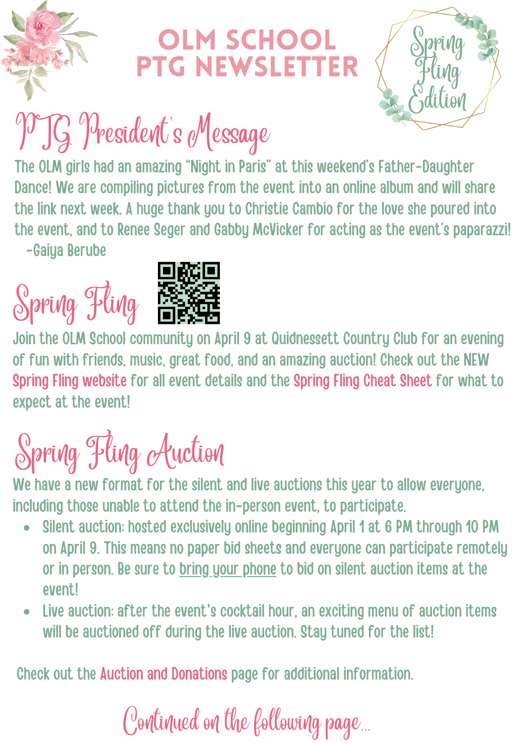# OLM SCHOOL PTG NEWSLETTER

*Spring Fling Edition*

## PTG President's Message

The OLM girls had an amazing "Night in Paris" at this weekend's Father-Daughter Dance! We are compiling pictures from the event into an online album and will share the link next week. A huge thank you to Christie Cambio for the love she poured into the event, and to Renee Seger and Gabby McVicker for acting as the event's paparazzi!

-Gaiya Berube

## Spring Fling

Join the OLM School community on April 9 at Quidnessett Country Club for an evening of fun with friends, music, great food, and an amazing auction! Check out the NEW Spring Fling website for all event details and the Spring Fling Cheat Sheet for what to expect at the event!

## Spring Fling Auction

We have a new format for the silent and live auctions this year to allow everyone, including those unable to attend the in-person event, to participate.

- Silent auction: hosted exclusively online beginning April 1 at 6 PM through 10 PM on April 9. This means no paper bid sheets and everyone can participate remotely or in person. Be sure to bring your phone to bid on silent auction items at the event!
- Live auction: after the event's cocktail hour, an exciting menu of auction items will be auctioned off during the live auction. Stay tuned for the list!

Check out the Auction and Donations page for additional information.

*Continued on the following page...*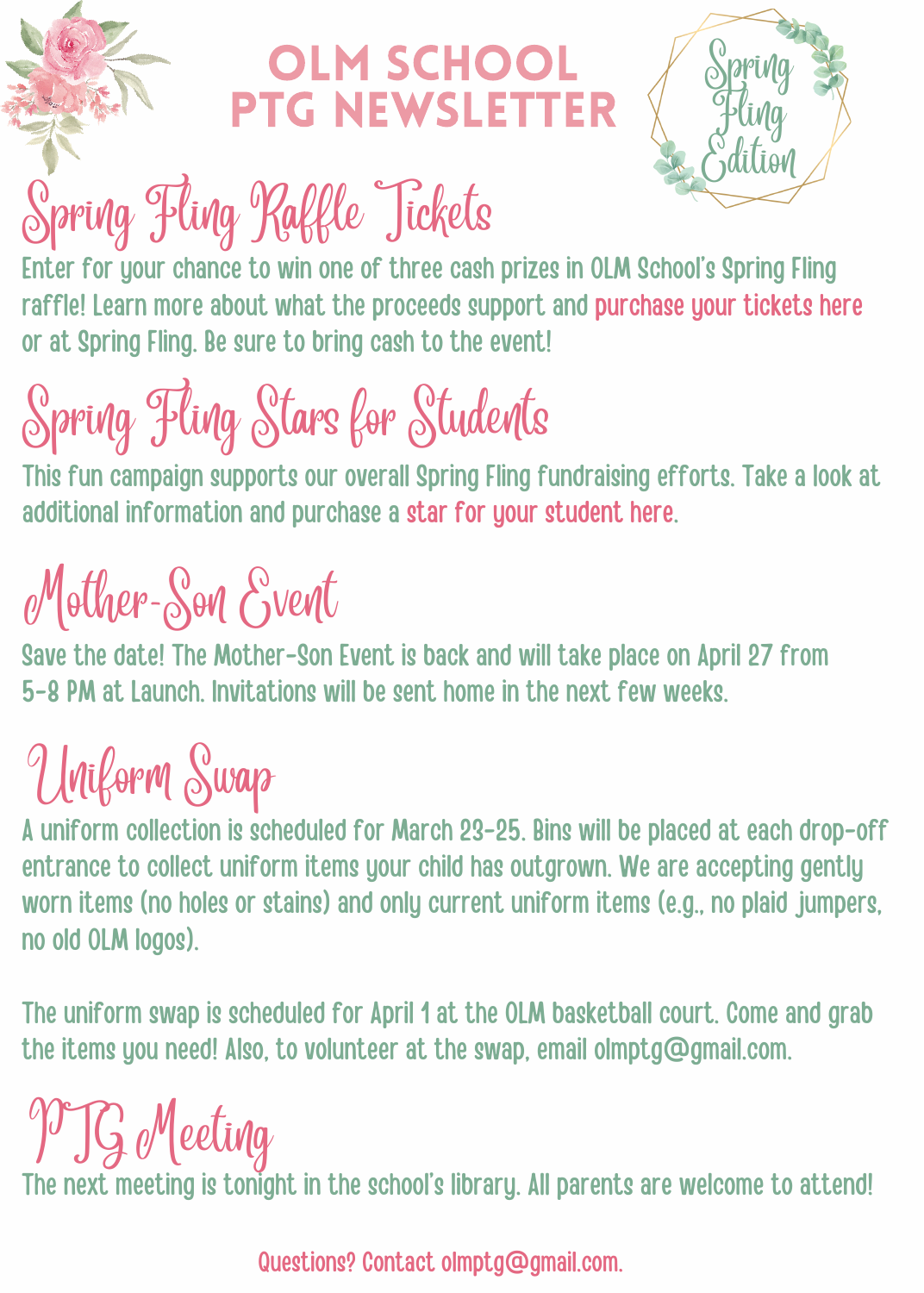# OLM SCHOOL PTG NEWSLETTER

*Spring Fling Edition*

## Spring Fling Raffle Tickets

Enter for your chance to win one of three cash prizes in OLM School's Spring Fling raffle! Learn more about what the proceeds support and purchase your tickets here or at Spring Fling. Be sure to bring cash to the event!

## Spring Fling Stars for Students

This fun campaign supports our overall Spring Fling fundraising efforts. Take a look at additional information and purchase a star for your student here.

## Mother-Son Event

Save the date! The Mother-Son Event is back and will take place on April 27 from 5-8 PM at Launch. Invitations will be sent home in the next few weeks.

## Uniform Swap

A uniform collection is scheduled for March 23-25. Bins will be placed at each drop-off entrance to collect uniform items your child has outgrown. We are accepting gently worn items (no holes or stains) and only current uniform items (e.g., no plaid jumpers, no old OLM logos).

The uniform swap is scheduled for April 1 at the OLM basketball court. Come and grab the items you need! Also, to volunteer at the swap, email olmptg@gmail.com.

## PTG Meeting

The next meeting is tonight in the school's library. All parents are welcome to attend!

Questions? Contact olmptg@gmail.com.